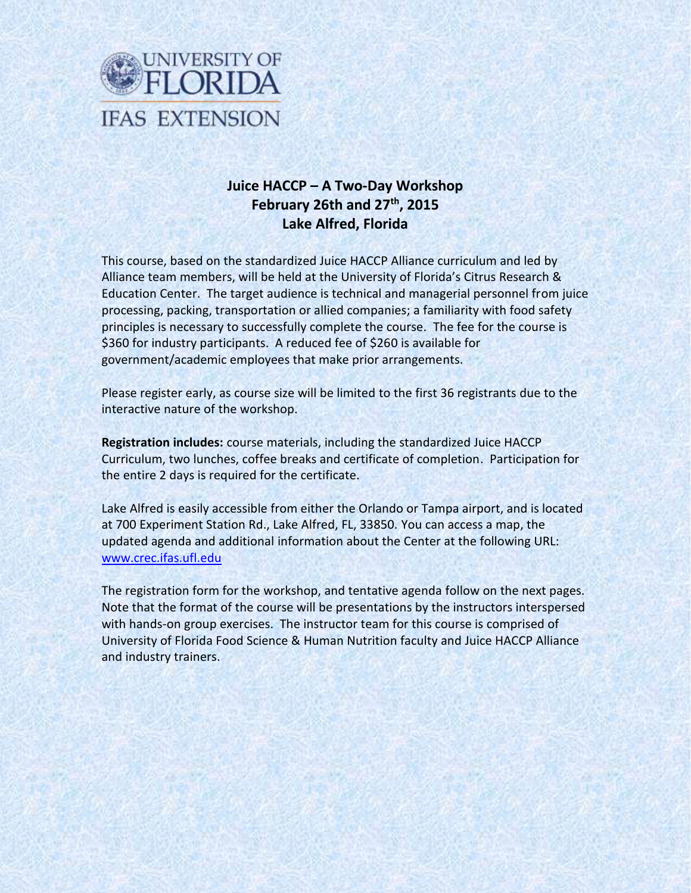UNIVERSITY OF FLORIDA

IFAS EXTENSION

## Juice HACCP – A Two-Day Workshop
## February 26th and 27th, 2015
## Lake Alfred, Florida

This course, based on the standardized Juice HACCP Alliance curriculum and led by Alliance team members, will be held at the University of Florida's Citrus Research & Education Center. The target audience is technical and managerial personnel from juice processing, packing, transportation or allied companies; a familiarity with food safety principles is necessary to successfully complete the course. The fee for the course is $360 for industry participants. A reduced fee of $260 is available for government/academic employees that make prior arrangements.

Please register early, as course size will be limited to the first 36 registrants due to the interactive nature of the workshop.

**Registration includes:** course materials, including the standardized Juice HACCP Curriculum, two lunches, coffee breaks and certificate of completion. Participation for the entire 2 days is required for the certificate.

Lake Alfred is easily accessible from either the Orlando or Tampa airport, and is located at 700 Experiment Station Rd., Lake Alfred, FL, 33850. You can access a map, the updated agenda and additional information about the Center at the following URL: www.crec.ifas.ufl.edu

The registration form for the workshop, and tentative agenda follow on the next pages. Note that the format of the course will be presentations by the instructors interspersed with hands-on group exercises. The instructor team for this course is comprised of University of Florida Food Science & Human Nutrition faculty and Juice HACCP Alliance and industry trainers.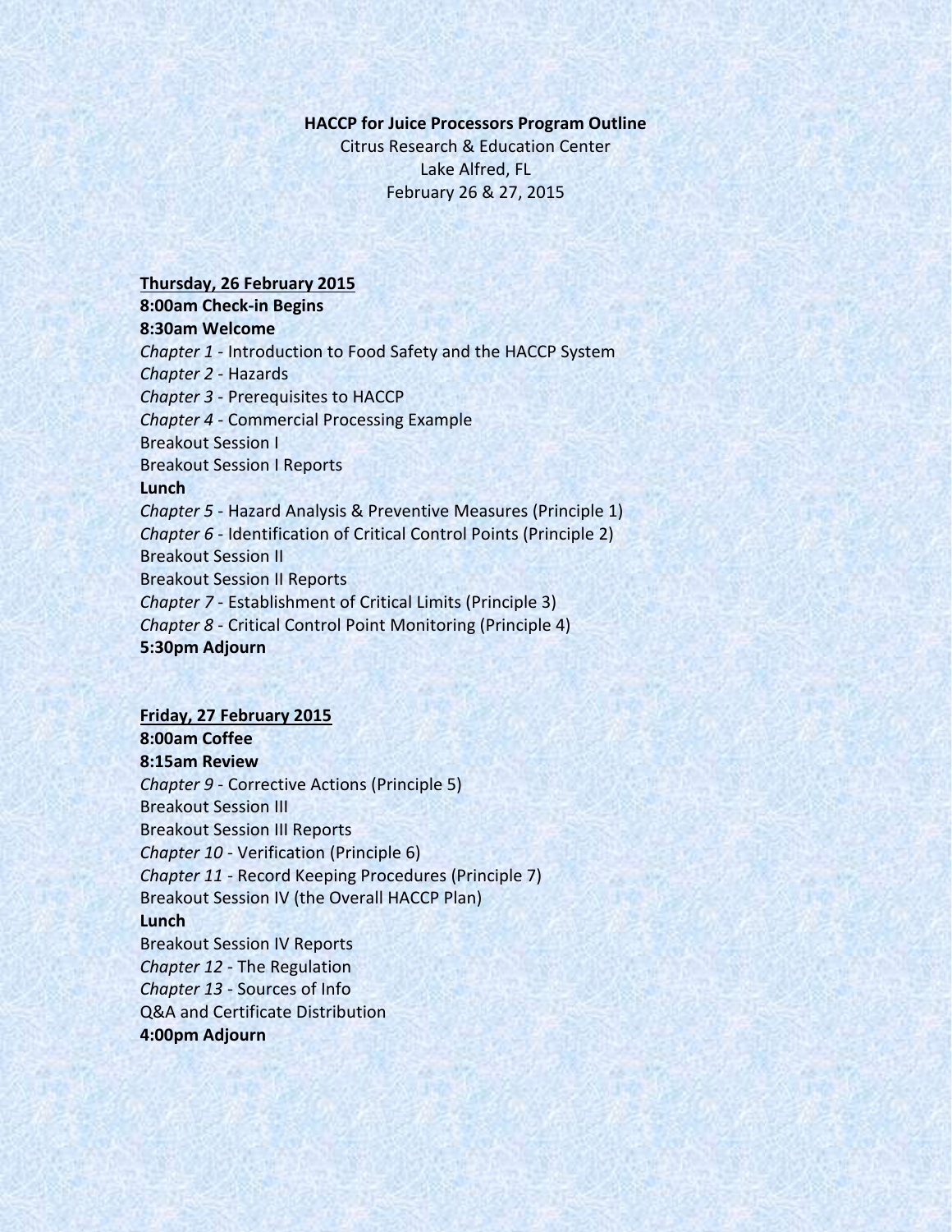**HACCP for Juice Processors Program Outline**

Citrus Research & Education Center

Lake Alfred, FL

February 26 & 27, 2015

**Thursday, 26 February 2015**

**8:00am Check-in Begins**

**8:30am Welcome**

*Chapter 1* - Introduction to Food Safety and the HACCP System

*Chapter 2* - Hazards

*Chapter 3* - Prerequisites to HACCP

*Chapter 4* - Commercial Processing Example

Breakout Session I

Breakout Session I Reports

**Lunch**

*Chapter 5* - Hazard Analysis & Preventive Measures (Principle 1)

*Chapter 6* - Identification of Critical Control Points (Principle 2)

Breakout Session II

Breakout Session II Reports

*Chapter 7* - Establishment of Critical Limits (Principle 3)

*Chapter 8* - Critical Control Point Monitoring (Principle 4)

**5:30pm Adjourn**

**Friday, 27 February 2015**

**8:00am Coffee**

**8:15am Review**

*Chapter 9* - Corrective Actions (Principle 5)

Breakout Session III

Breakout Session III Reports

*Chapter 10* - Verification (Principle 6)

*Chapter 11* - Record Keeping Procedures (Principle 7)

Breakout Session IV (the Overall HACCP Plan)

**Lunch**

Breakout Session IV Reports

*Chapter 12* - The Regulation

*Chapter 13* - Sources of Info

Q&A and Certificate Distribution

**4:00pm Adjourn**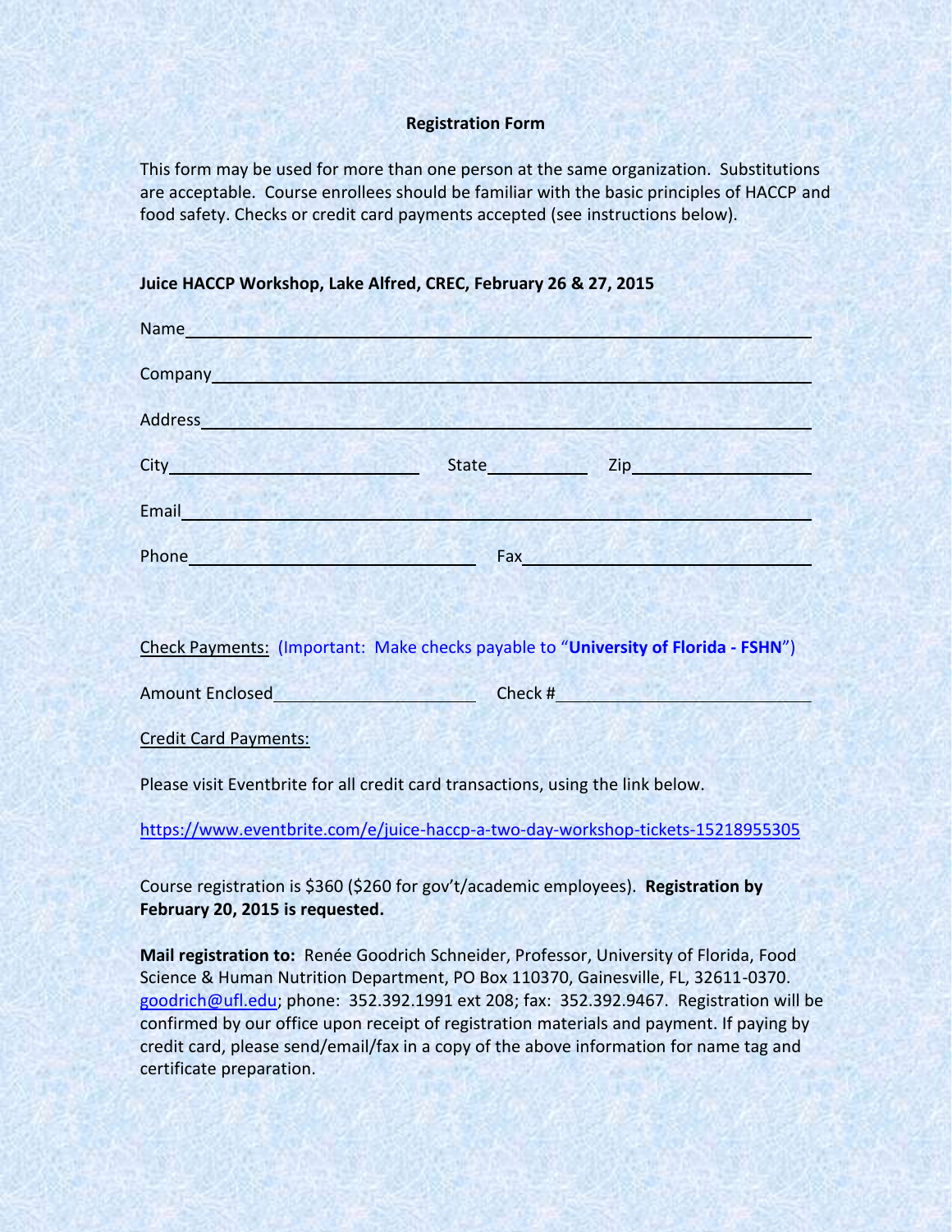**Registration Form**

This form may be used for more than one person at the same organization. Substitutions are acceptable. Course enrollees should be familiar with the basic principles of HACCP and food safety. Checks or credit card payments accepted (see instructions below).

**Juice HACCP Workshop, Lake Alfred, CREC, February 26 & 27, 2015**

Name\_\_\_\_\_\_\_\_\_\_\_\_\_\_\_\_\_\_\_\_\_\_\_\_\_\_\_\_\_\_\_\_\_\_\_\_\_\_\_\_\_\_\_\_

Company\_\_\_\_\_\_\_\_\_\_\_\_\_\_\_\_\_\_\_\_\_\_\_\_\_\_\_\_\_\_\_\_\_\_\_\_\_\_\_\_\_\_

Address\_\_\_\_\_\_\_\_\_\_\_\_\_\_\_\_\_\_\_\_\_\_\_\_\_\_\_\_\_\_\_\_\_\_\_\_\_\_\_\_\_\_

City\_\_\_\_\_\_\_\_\_\_\_\_\_\_\_\_ State\_\_\_\_\_\_\_ Zip\_\_\_\_\_\_\_\_\_\_\_

Email\_\_\_\_\_\_\_\_\_\_\_\_\_\_\_\_\_\_\_\_\_\_\_\_\_\_\_\_\_\_\_\_\_\_\_\_\_\_\_\_\_\_\_\_

Phone\_\_\_\_\_\_\_\_\_\_\_\_\_\_\_\_\_\_ Fax\_\_\_\_\_\_\_\_\_\_\_\_\_\_\_\_\_\_\_\_

Check Payments: (Important: Make checks payable to "**University of Florida - FSHN**")

Amount Enclosed\_\_\_\_\_\_\_\_\_\_\_\_\_\_ Check #\_\_\_\_\_\_\_\_\_\_\_\_\_\_\_\_\_\_

Credit Card Payments:

Please visit Eventbrite for all credit card transactions, using the link below.

https://www.eventbrite.com/e/juice-haccp-a-two-day-workshop-tickets-15218955305

Course registration is $360 ($260 for gov't/academic employees). **Registration by February 20, 2015 is requested.**

**Mail registration to:** Renée Goodrich Schneider, Professor, University of Florida, Food Science & Human Nutrition Department, PO Box 110370, Gainesville, FL, 32611-0370. goodrich@ufl.edu; phone: 352.392.1991 ext 208; fax: 352.392.9467. Registration will be confirmed by our office upon receipt of registration materials and payment. If paying by credit card, please send/email/fax in a copy of the above information for name tag and certificate preparation.